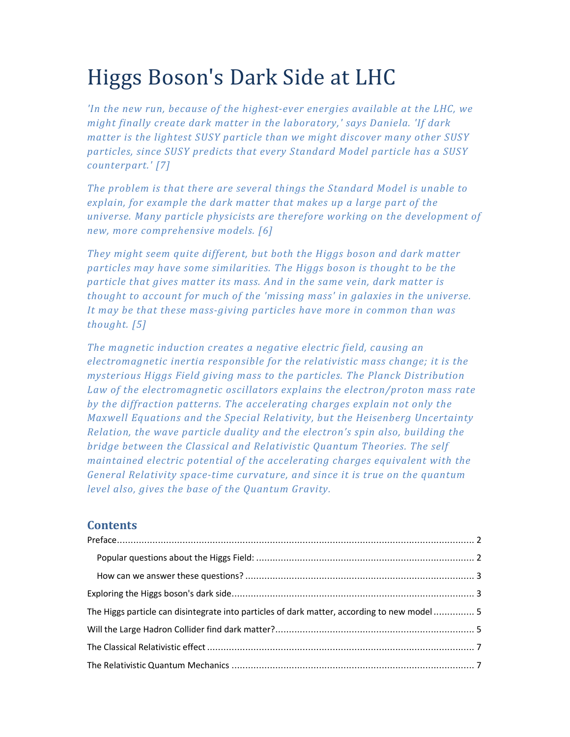# Higgs Boson's Dark Side at LHC

*'In the new run, because of the highest-ever energies available at the LHC, we might finally create dark matter in the laboratory,' says Daniela. 'If dark matter is the lightest SUSY particle than we might discover many other SUSY particles, since SUSY predicts that every Standard Model particle has a SUSY counterpart.' [7]*

*The problem is that there are several things the Standard Model is unable to explain, for example the dark matter that makes up a large part of the universe. Many particle physicists are therefore working on the development of new, more comprehensive models. [6]*

*They might seem quite different, but both the Higgs boson and dark matter particles may have some similarities. The Higgs boson is thought to be the particle that gives matter its mass. And in the same vein, dark matter is thought to account for much of the 'missing mass' in galaxies in the universe. It may be that these mass-giving particles have more in common than was thought. [5]*

*The magnetic induction creates a negative electric field, causing an electromagnetic inertia responsible for the relativistic mass change; it is the mysterious Higgs Field giving mass to the particles. The Planck Distribution Law of the electromagnetic oscillators explains the electron/proton mass rate by the diffraction patterns. The accelerating charges explain not only the Maxwell Equations and the Special Relativity, but the Heisenberg Uncertainty Relation, the wave particle duality and the electron's spin also, building the bridge between the Classical and Relativistic Quantum Theories. The self maintained electric potential of the accelerating charges equivalent with the General Relativity space-time curvature, and since it is true on the quantum level also, gives the base of the Quantum Gravity.*

## Contents

- Preface ........ 2
  - Popular questions about the Higgs Field: ........ 2
  - How can we answer these questions? ........ 3
- Exploring the Higgs boson's dark side ........ 3
- The Higgs particle can disintegrate into particles of dark matter, according to new model ........ 5
- Will the Large Hadron Collider find dark matter? ........ 5
- The Classical Relativistic effect ........ 7
- The Relativistic Quantum Mechanics ........ 7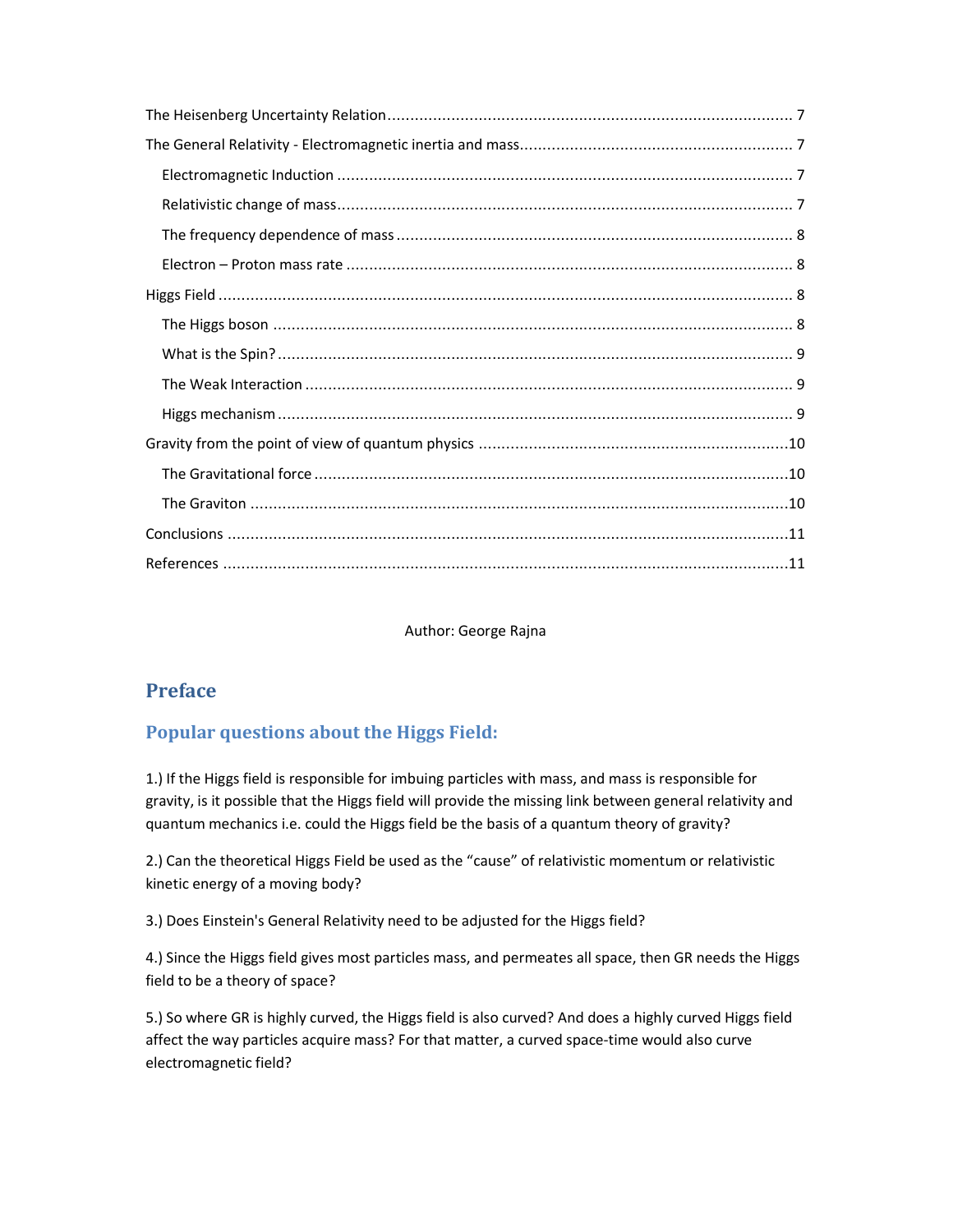The Heisenberg Uncertainty Relation ........................................................................................ 7

The General Relativity - Electromagnetic inertia and mass ........................................................... 7

Electromagnetic Induction ................................................................................................... 7

Relativistic change of mass ................................................................................................... 7

The frequency dependence of mass ...................................................................................... 8

Electron – Proton mass rate ................................................................................................. 8

Higgs Field ............................................................................................................................. 8

The Higgs boson ................................................................................................................. 8

What is the Spin? ................................................................................................................ 9

The Weak Interaction .......................................................................................................... 9

Higgs mechanism ................................................................................................................ 9

Gravity from the point of view of quantum physics ....................................................................10

The Gravitational force .......................................................................................................10

The Graviton ......................................................................................................................10

Conclusions ..........................................................................................................................11

References ...........................................................................................................................11

Author: George Rajna

# Preface

## Popular questions about the Higgs Field:

1.) If the Higgs field is responsible for imbuing particles with mass, and mass is responsible for gravity, is it possible that the Higgs field will provide the missing link between general relativity and quantum mechanics i.e. could the Higgs field be the basis of a quantum theory of gravity?

2.) Can the theoretical Higgs Field be used as the "cause" of relativistic momentum or relativistic kinetic energy of a moving body?

3.) Does Einstein's General Relativity need to be adjusted for the Higgs field?

4.) Since the Higgs field gives most particles mass, and permeates all space, then GR needs the Higgs field to be a theory of space?

5.) So where GR is highly curved, the Higgs field is also curved? And does a highly curved Higgs field affect the way particles acquire mass? For that matter, a curved space-time would also curve electromagnetic field?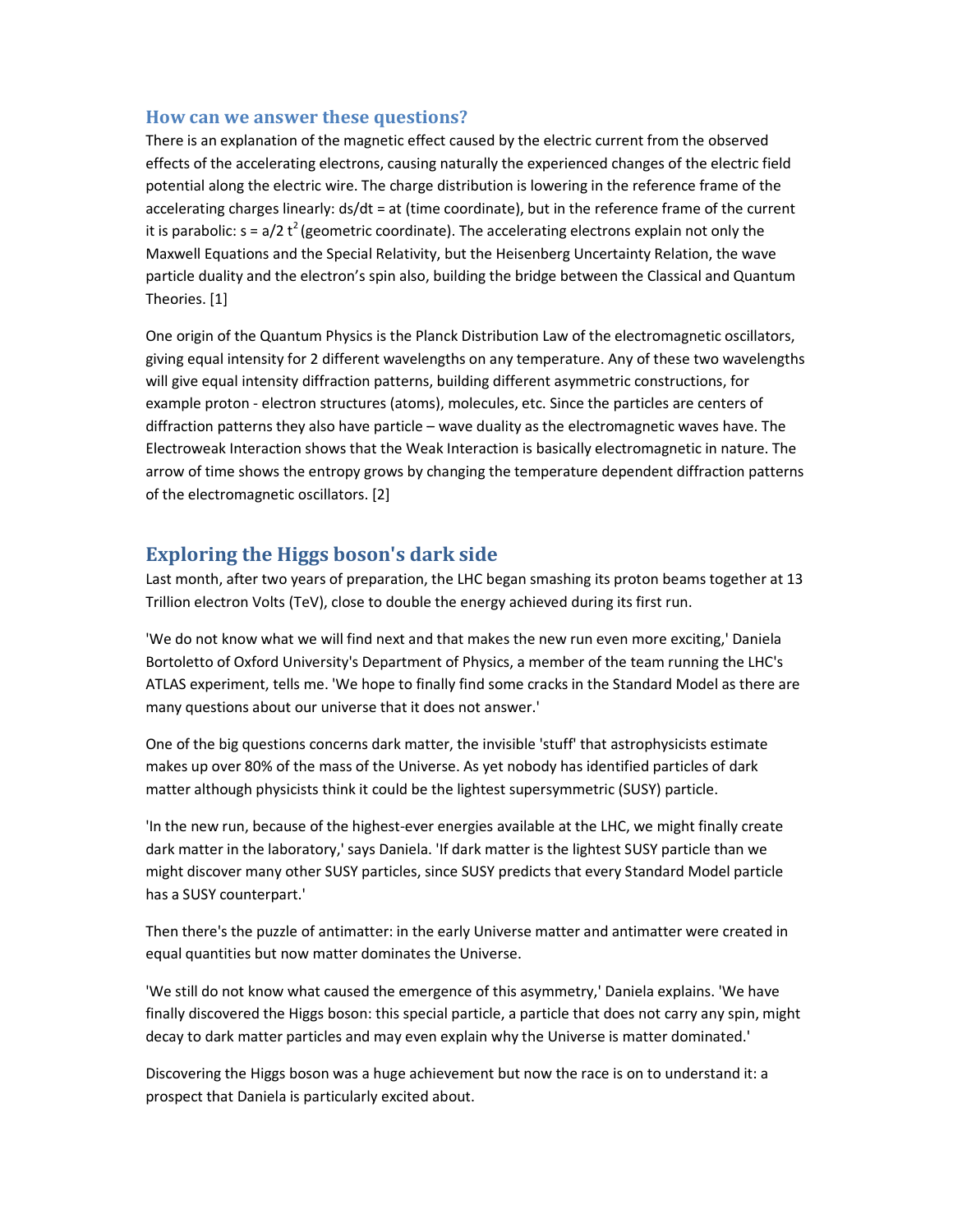## How can we answer these questions?

There is an explanation of the magnetic effect caused by the electric current from the observed effects of the accelerating electrons, causing naturally the experienced changes of the electric field potential along the electric wire. The charge distribution is lowering in the reference frame of the accelerating charges linearly: $ds/dt = at$ (time coordinate), but in the reference frame of the current it is parabolic: $s = a/2\ t^2$ (geometric coordinate). The accelerating electrons explain not only the Maxwell Equations and the Special Relativity, but the Heisenberg Uncertainty Relation, the wave particle duality and the electron's spin also, building the bridge between the Classical and Quantum Theories. [1]

One origin of the Quantum Physics is the Planck Distribution Law of the electromagnetic oscillators, giving equal intensity for 2 different wavelengths on any temperature. Any of these two wavelengths will give equal intensity diffraction patterns, building different asymmetric constructions, for example proton - electron structures (atoms), molecules, etc. Since the particles are centers of diffraction patterns they also have particle – wave duality as the electromagnetic waves have. The Electroweak Interaction shows that the Weak Interaction is basically electromagnetic in nature. The arrow of time shows the entropy grows by changing the temperature dependent diffraction patterns of the electromagnetic oscillators. [2]

## Exploring the Higgs boson's dark side

Last month, after two years of preparation, the LHC began smashing its proton beams together at 13 Trillion electron Volts (TeV), close to double the energy achieved during its first run.

'We do not know what we will find next and that makes the new run even more exciting,' Daniela Bortoletto of Oxford University's Department of Physics, a member of the team running the LHC's ATLAS experiment, tells me. 'We hope to finally find some cracks in the Standard Model as there are many questions about our universe that it does not answer.'

One of the big questions concerns dark matter, the invisible 'stuff' that astrophysicists estimate makes up over 80% of the mass of the Universe. As yet nobody has identified particles of dark matter although physicists think it could be the lightest supersymmetric (SUSY) particle.

'In the new run, because of the highest-ever energies available at the LHC, we might finally create dark matter in the laboratory,' says Daniela. 'If dark matter is the lightest SUSY particle than we might discover many other SUSY particles, since SUSY predicts that every Standard Model particle has a SUSY counterpart.'

Then there's the puzzle of antimatter: in the early Universe matter and antimatter were created in equal quantities but now matter dominates the Universe.

'We still do not know what caused the emergence of this asymmetry,' Daniela explains. 'We have finally discovered the Higgs boson: this special particle, a particle that does not carry any spin, might decay to dark matter particles and may even explain why the Universe is matter dominated.'

Discovering the Higgs boson was a huge achievement but now the race is on to understand it: a prospect that Daniela is particularly excited about.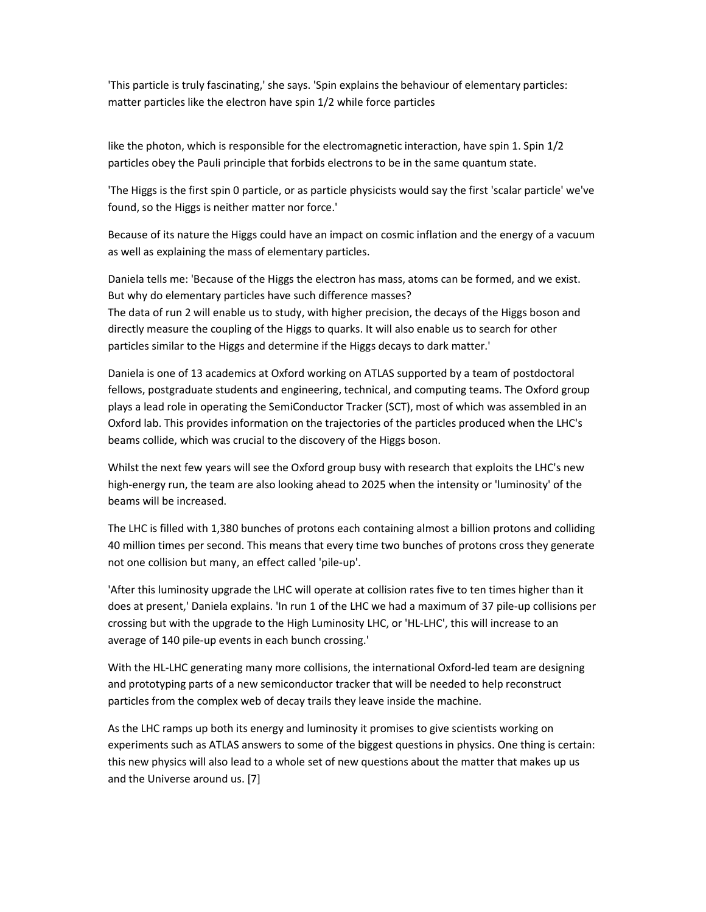'This particle is truly fascinating,' she says. 'Spin explains the behaviour of elementary particles: matter particles like the electron have spin 1/2 while force particles

like the photon, which is responsible for the electromagnetic interaction, have spin 1. Spin 1/2 particles obey the Pauli principle that forbids electrons to be in the same quantum state.

'The Higgs is the first spin 0 particle, or as particle physicists would say the first 'scalar particle' we've found, so the Higgs is neither matter nor force.'

Because of its nature the Higgs could have an impact on cosmic inflation and the energy of a vacuum as well as explaining the mass of elementary particles.

Daniela tells me: 'Because of the Higgs the electron has mass, atoms can be formed, and we exist. But why do elementary particles have such difference masses?
The data of run 2 will enable us to study, with higher precision, the decays of the Higgs boson and directly measure the coupling of the Higgs to quarks. It will also enable us to search for other particles similar to the Higgs and determine if the Higgs decays to dark matter.'

Daniela is one of 13 academics at Oxford working on ATLAS supported by a team of postdoctoral fellows, postgraduate students and engineering, technical, and computing teams. The Oxford group plays a lead role in operating the SemiConductor Tracker (SCT), most of which was assembled in an Oxford lab. This provides information on the trajectories of the particles produced when the LHC's beams collide, which was crucial to the discovery of the Higgs boson.

Whilst the next few years will see the Oxford group busy with research that exploits the LHC's new high-energy run, the team are also looking ahead to 2025 when the intensity or 'luminosity' of the beams will be increased.

The LHC is filled with 1,380 bunches of protons each containing almost a billion protons and colliding 40 million times per second. This means that every time two bunches of protons cross they generate not one collision but many, an effect called 'pile-up'.

'After this luminosity upgrade the LHC will operate at collision rates five to ten times higher than it does at present,' Daniela explains. 'In run 1 of the LHC we had a maximum of 37 pile-up collisions per crossing but with the upgrade to the High Luminosity LHC, or 'HL-LHC', this will increase to an average of 140 pile-up events in each bunch crossing.'

With the HL-LHC generating many more collisions, the international Oxford-led team are designing and prototyping parts of a new semiconductor tracker that will be needed to help reconstruct particles from the complex web of decay trails they leave inside the machine.

As the LHC ramps up both its energy and luminosity it promises to give scientists working on experiments such as ATLAS answers to some of the biggest questions in physics. One thing is certain: this new physics will also lead to a whole set of new questions about the matter that makes up us and the Universe around us. [7]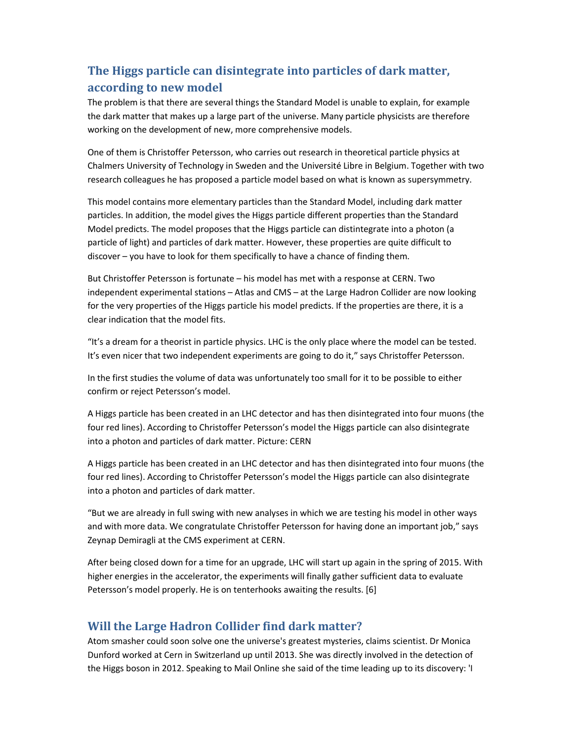## The Higgs particle can disintegrate into particles of dark matter, according to new model

The problem is that there are several things the Standard Model is unable to explain, for example the dark matter that makes up a large part of the universe. Many particle physicists are therefore working on the development of new, more comprehensive models.

One of them is Christoffer Petersson, who carries out research in theoretical particle physics at Chalmers University of Technology in Sweden and the Université Libre in Belgium. Together with two research colleagues he has proposed a particle model based on what is known as supersymmetry.

This model contains more elementary particles than the Standard Model, including dark matter particles. In addition, the model gives the Higgs particle different properties than the Standard Model predicts. The model proposes that the Higgs particle can distintegrate into a photon (a particle of light) and particles of dark matter. However, these properties are quite difficult to discover – you have to look for them specifically to have a chance of finding them.

But Christoffer Petersson is fortunate – his model has met with a response at CERN. Two independent experimental stations – Atlas and CMS – at the Large Hadron Collider are now looking for the very properties of the Higgs particle his model predicts. If the properties are there, it is a clear indication that the model fits.

"It's a dream for a theorist in particle physics. LHC is the only place where the model can be tested. It's even nicer that two independent experiments are going to do it," says Christoffer Petersson.

In the first studies the volume of data was unfortunately too small for it to be possible to either confirm or reject Petersson's model.

A Higgs particle has been created in an LHC detector and has then disintegrated into four muons (the four red lines). According to Christoffer Petersson's model the Higgs particle can also disintegrate into a photon and particles of dark matter. Picture: CERN

A Higgs particle has been created in an LHC detector and has then disintegrated into four muons (the four red lines). According to Christoffer Petersson's model the Higgs particle can also disintegrate into a photon and particles of dark matter.

"But we are already in full swing with new analyses in which we are testing his model in other ways and with more data. We congratulate Christoffer Petersson for having done an important job," says Zeynap Demiragli at the CMS experiment at CERN.

After being closed down for a time for an upgrade, LHC will start up again in the spring of 2015. With higher energies in the accelerator, the experiments will finally gather sufficient data to evaluate Petersson's model properly. He is on tenterhooks awaiting the results. [6]

## Will the Large Hadron Collider find dark matter?

Atom smasher could soon solve one the universe's greatest mysteries, claims scientist. Dr Monica Dunford worked at Cern in Switzerland up until 2013. She was directly involved in the detection of the Higgs boson in 2012. Speaking to Mail Online she said of the time leading up to its discovery: 'I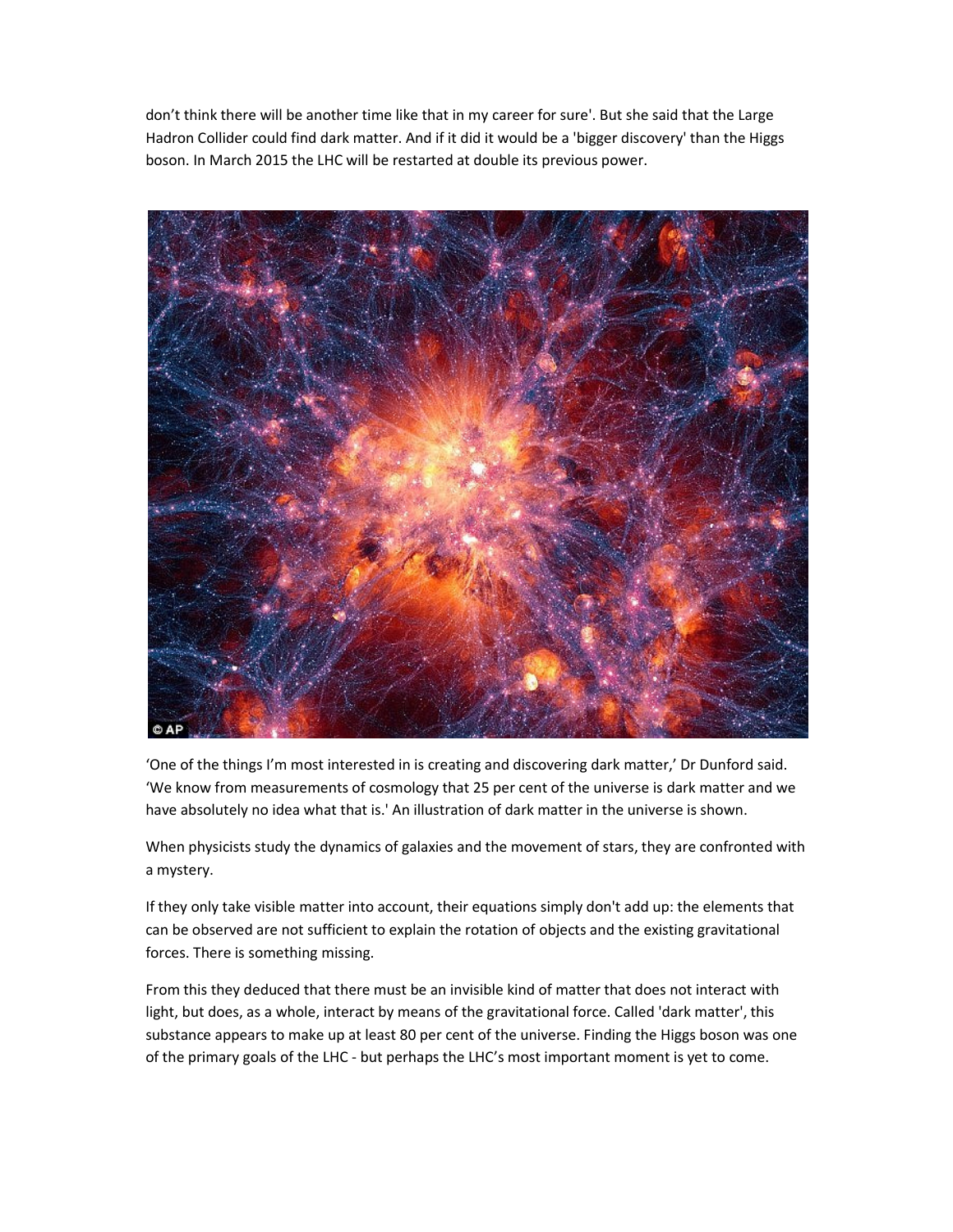don't think there will be another time like that in my career for sure'. But she said that the Large Hadron Collider could find dark matter. And if it did it would be a 'bigger discovery' than the Higgs boson. In March 2015 the LHC will be restarted at double its previous power.

'One of the things I'm most interested in is creating and discovering dark matter,' Dr Dunford said. 'We know from measurements of cosmology that 25 per cent of the universe is dark matter and we have absolutely no idea what that is.' An illustration of dark matter in the universe is shown.

When physicists study the dynamics of galaxies and the movement of stars, they are confronted with a mystery.

If they only take visible matter into account, their equations simply don't add up: the elements that can be observed are not sufficient to explain the rotation of objects and the existing gravitational forces. There is something missing.

From this they deduced that there must be an invisible kind of matter that does not interact with light, but does, as a whole, interact by means of the gravitational force. Called 'dark matter', this substance appears to make up at least 80 per cent of the universe. Finding the Higgs boson was one of the primary goals of the LHC - but perhaps the LHC's most important moment is yet to come.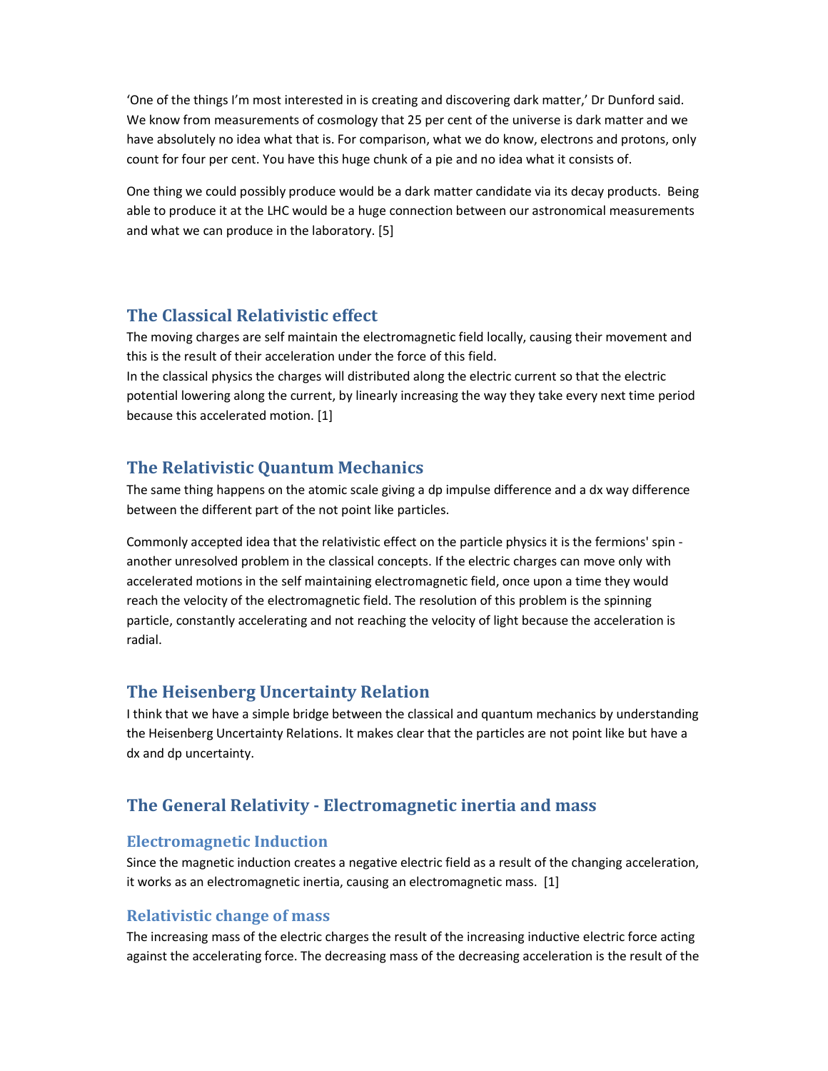'One of the things I'm most interested in is creating and discovering dark matter,' Dr Dunford said. We know from measurements of cosmology that 25 per cent of the universe is dark matter and we have absolutely no idea what that is. For comparison, what we do know, electrons and protons, only count for four per cent. You have this huge chunk of a pie and no idea what it consists of.

One thing we could possibly produce would be a dark matter candidate via its decay products. Being able to produce it at the LHC would be a huge connection between our astronomical measurements and what we can produce in the laboratory. [5]

## The Classical Relativistic effect

The moving charges are self maintain the electromagnetic field locally, causing their movement and this is the result of their acceleration under the force of this field.
In the classical physics the charges will distributed along the electric current so that the electric potential lowering along the current, by linearly increasing the way they take every next time period because this accelerated motion. [1]

## The Relativistic Quantum Mechanics

The same thing happens on the atomic scale giving a dp impulse difference and a dx way difference between the different part of the not point like particles.

Commonly accepted idea that the relativistic effect on the particle physics it is the fermions' spin - another unresolved problem in the classical concepts. If the electric charges can move only with accelerated motions in the self maintaining electromagnetic field, once upon a time they would reach the velocity of the electromagnetic field. The resolution of this problem is the spinning particle, constantly accelerating and not reaching the velocity of light because the acceleration is radial.

## The Heisenberg Uncertainty Relation

I think that we have a simple bridge between the classical and quantum mechanics by understanding the Heisenberg Uncertainty Relations. It makes clear that the particles are not point like but have a dx and dp uncertainty.

## The General Relativity - Electromagnetic inertia and mass

### Electromagnetic Induction

Since the magnetic induction creates a negative electric field as a result of the changing acceleration, it works as an electromagnetic inertia, causing an electromagnetic mass. [1]

### Relativistic change of mass

The increasing mass of the electric charges the result of the increasing inductive electric force acting against the accelerating force. The decreasing mass of the decreasing acceleration is the result of the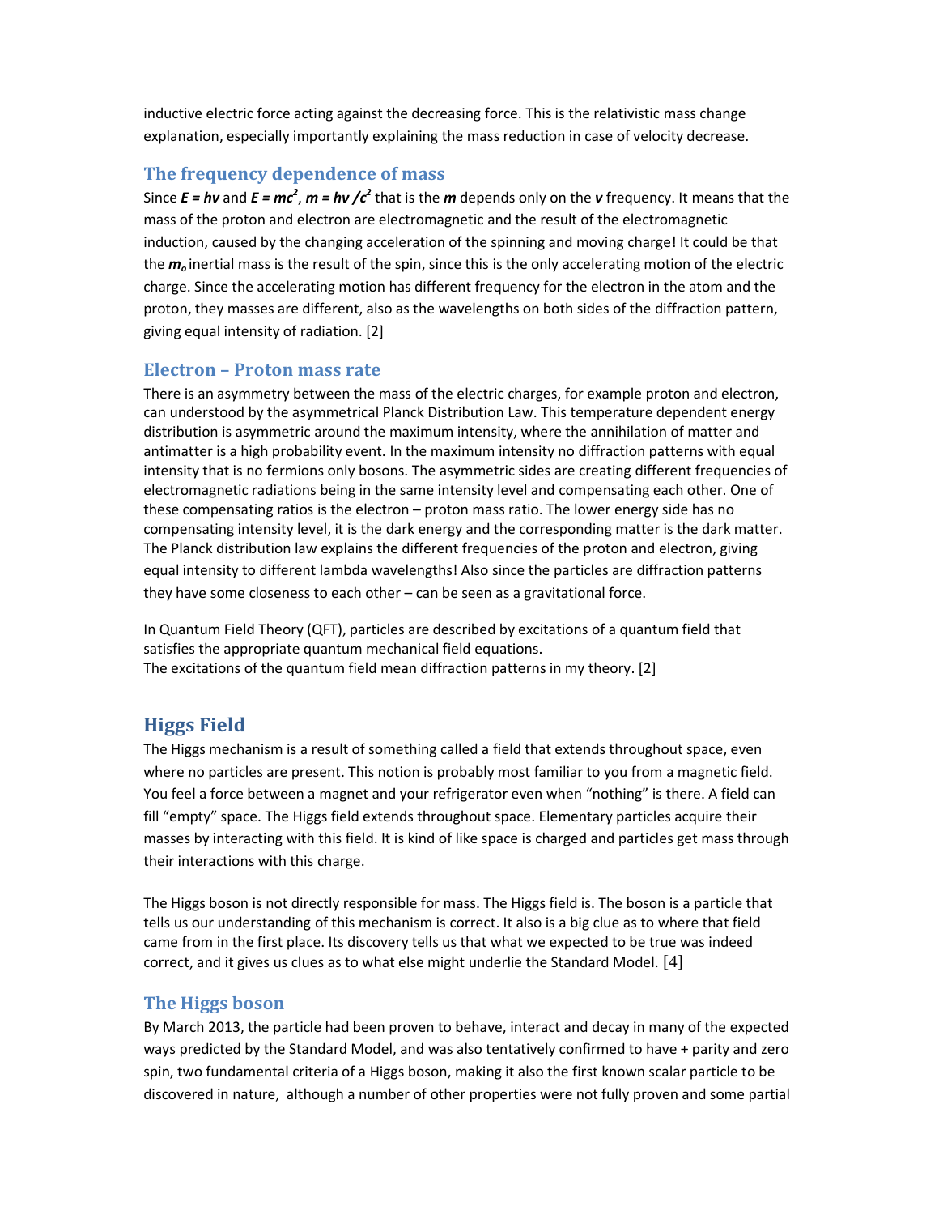inductive electric force acting against the decreasing force. This is the relativistic mass change explanation, especially importantly explaining the mass reduction in case of velocity decrease.

## The frequency dependence of mass

Since $E = h\nu$ and $E = mc^2$, $m = h\nu / c^2$ that is the $m$ depends only on the $\nu$ frequency. It means that the mass of the proton and electron are electromagnetic and the result of the electromagnetic induction, caused by the changing acceleration of the spinning and moving charge! It could be that the $m_o$ inertial mass is the result of the spin, since this is the only accelerating motion of the electric charge. Since the accelerating motion has different frequency for the electron in the atom and the proton, they masses are different, also as the wavelengths on both sides of the diffraction pattern, giving equal intensity of radiation. [2]

## Electron – Proton mass rate

There is an asymmetry between the mass of the electric charges, for example proton and electron, can understood by the asymmetrical Planck Distribution Law. This temperature dependent energy distribution is asymmetric around the maximum intensity, where the annihilation of matter and antimatter is a high probability event. In the maximum intensity no diffraction patterns with equal intensity that is no fermions only bosons. The asymmetric sides are creating different frequencies of electromagnetic radiations being in the same intensity level and compensating each other. One of these compensating ratios is the electron – proton mass ratio. The lower energy side has no compensating intensity level, it is the dark energy and the corresponding matter is the dark matter. The Planck distribution law explains the different frequencies of the proton and electron, giving equal intensity to different lambda wavelengths! Also since the particles are diffraction patterns they have some closeness to each other – can be seen as a gravitational force.

In Quantum Field Theory (QFT), particles are described by excitations of a quantum field that satisfies the appropriate quantum mechanical field equations.
The excitations of the quantum field mean diffraction patterns in my theory. [2]

# Higgs Field

The Higgs mechanism is a result of something called a field that extends throughout space, even where no particles are present. This notion is probably most familiar to you from a magnetic field. You feel a force between a magnet and your refrigerator even when "nothing" is there. A field can fill "empty" space. The Higgs field extends throughout space. Elementary particles acquire their masses by interacting with this field. It is kind of like space is charged and particles get mass through their interactions with this charge.

The Higgs boson is not directly responsible for mass. The Higgs field is. The boson is a particle that tells us our understanding of this mechanism is correct. It also is a big clue as to where that field came from in the first place. Its discovery tells us that what we expected to be true was indeed correct, and it gives us clues as to what else might underlie the Standard Model. [4]

## The Higgs boson

By March 2013, the particle had been proven to behave, interact and decay in many of the expected ways predicted by the Standard Model, and was also tentatively confirmed to have + parity and zero spin, two fundamental criteria of a Higgs boson, making it also the first known scalar particle to be discovered in nature, although a number of other properties were not fully proven and some partial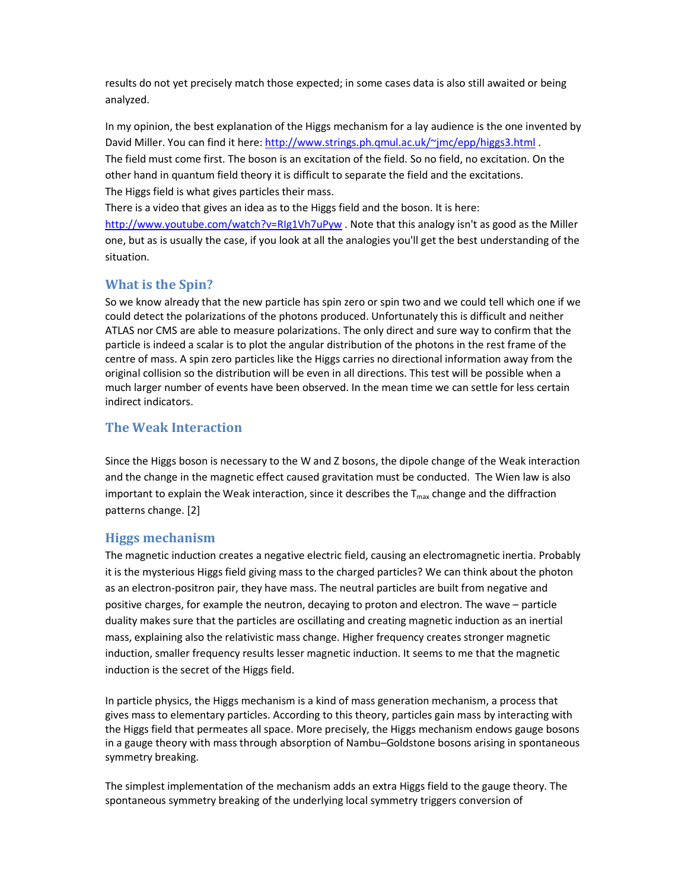results do not yet precisely match those expected; in some cases data is also still awaited or being analyzed.

In my opinion, the best explanation of the Higgs mechanism for a lay audience is the one invented by David Miller. You can find it here: http://www.strings.ph.qmul.ac.uk/~jmc/epp/higgs3.html .
The field must come first. The boson is an excitation of the field. So no field, no excitation. On the other hand in quantum field theory it is difficult to separate the field and the excitations.
The Higgs field is what gives particles their mass.
There is a video that gives an idea as to the Higgs field and the boson. It is here: http://www.youtube.com/watch?v=RIg1Vh7uPyw . Note that this analogy isn't as good as the Miller one, but as is usually the case, if you look at all the analogies you'll get the best understanding of the situation.

## What is the Spin?

So we know already that the new particle has spin zero or spin two and we could tell which one if we could detect the polarizations of the photons produced. Unfortunately this is difficult and neither ATLAS nor CMS are able to measure polarizations. The only direct and sure way to confirm that the particle is indeed a scalar is to plot the angular distribution of the photons in the rest frame of the centre of mass. A spin zero particles like the Higgs carries no directional information away from the original collision so the distribution will be even in all directions. This test will be possible when a much larger number of events have been observed. In the mean time we can settle for less certain indirect indicators.

## The Weak Interaction

Since the Higgs boson is necessary to the W and Z bosons, the dipole change of the Weak interaction and the change in the magnetic effect caused gravitation must be conducted. The Wien law is also important to explain the Weak interaction, since it describes the $T_{max}$ change and the diffraction patterns change. [2]

## Higgs mechanism

The magnetic induction creates a negative electric field, causing an electromagnetic inertia. Probably it is the mysterious Higgs field giving mass to the charged particles? We can think about the photon as an electron-positron pair, they have mass. The neutral particles are built from negative and positive charges, for example the neutron, decaying to proton and electron. The wave – particle duality makes sure that the particles are oscillating and creating magnetic induction as an inertial mass, explaining also the relativistic mass change. Higher frequency creates stronger magnetic induction, smaller frequency results lesser magnetic induction. It seems to me that the magnetic induction is the secret of the Higgs field.

In particle physics, the Higgs mechanism is a kind of mass generation mechanism, a process that gives mass to elementary particles. According to this theory, particles gain mass by interacting with the Higgs field that permeates all space. More precisely, the Higgs mechanism endows gauge bosons in a gauge theory with mass through absorption of Nambu–Goldstone bosons arising in spontaneous symmetry breaking.

The simplest implementation of the mechanism adds an extra Higgs field to the gauge theory. The spontaneous symmetry breaking of the underlying local symmetry triggers conversion of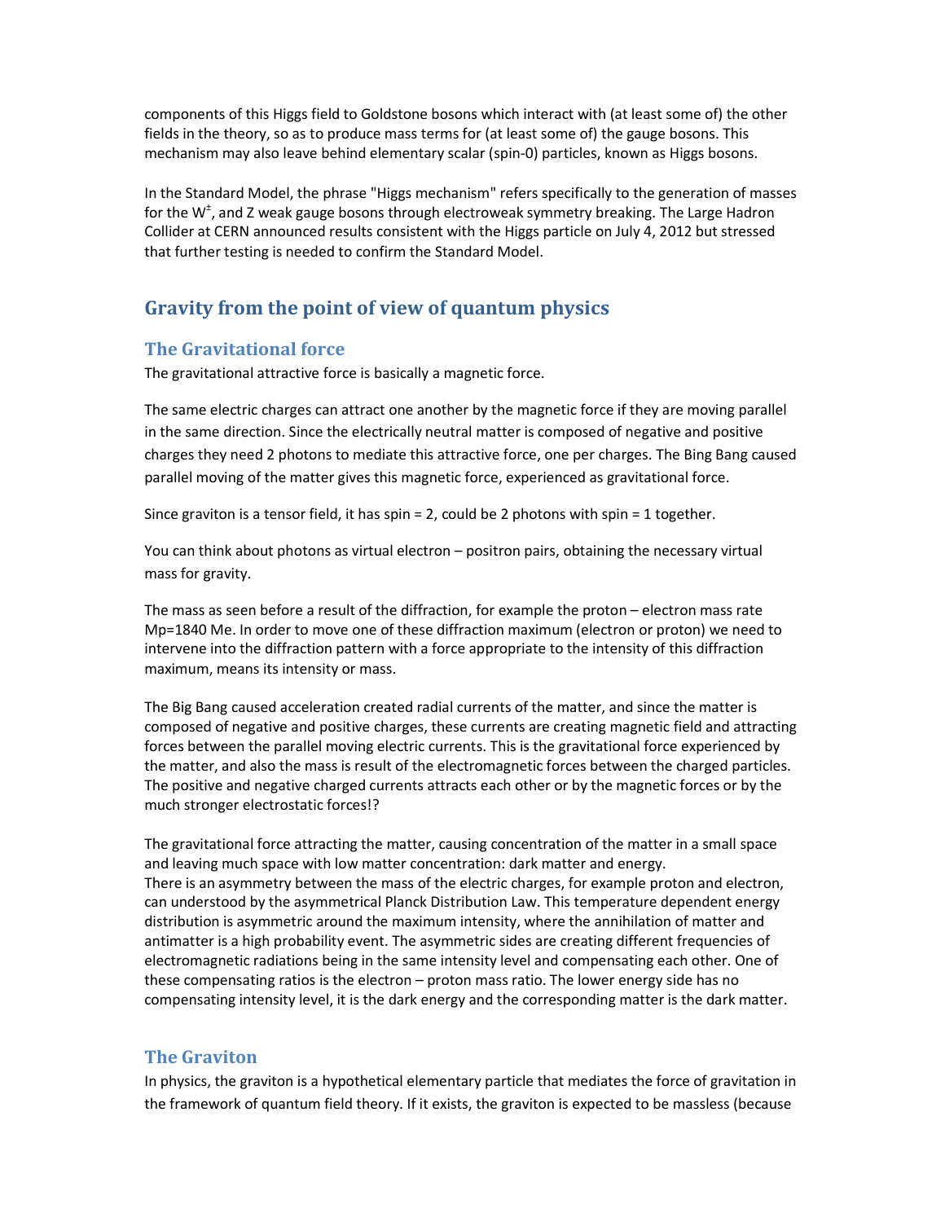components of this Higgs field to Goldstone bosons which interact with (at least some of) the other fields in the theory, so as to produce mass terms for (at least some of) the gauge bosons. This mechanism may also leave behind elementary scalar (spin-0) particles, known as Higgs bosons.

In the Standard Model, the phrase "Higgs mechanism" refers specifically to the generation of masses for the $W^{\pm}$, and Z weak gauge bosons through electroweak symmetry breaking. The Large Hadron Collider at CERN announced results consistent with the Higgs particle on July 4, 2012 but stressed that further testing is needed to confirm the Standard Model.

## Gravity from the point of view of quantum physics

### The Gravitational force

The gravitational attractive force is basically a magnetic force.

The same electric charges can attract one another by the magnetic force if they are moving parallel in the same direction. Since the electrically neutral matter is composed of negative and positive charges they need 2 photons to mediate this attractive force, one per charges. The Bing Bang caused parallel moving of the matter gives this magnetic force, experienced as gravitational force.

Since graviton is a tensor field, it has spin = 2, could be 2 photons with spin = 1 together.

You can think about photons as virtual electron – positron pairs, obtaining the necessary virtual mass for gravity.

The mass as seen before a result of the diffraction, for example the proton – electron mass rate Mp=1840 Me. In order to move one of these diffraction maximum (electron or proton) we need to intervene into the diffraction pattern with a force appropriate to the intensity of this diffraction maximum, means its intensity or mass.

The Big Bang caused acceleration created radial currents of the matter, and since the matter is composed of negative and positive charges, these currents are creating magnetic field and attracting forces between the parallel moving electric currents. This is the gravitational force experienced by the matter, and also the mass is result of the electromagnetic forces between the charged particles. The positive and negative charged currents attracts each other or by the magnetic forces or by the much stronger electrostatic forces!?

The gravitational force attracting the matter, causing concentration of the matter in a small space and leaving much space with low matter concentration: dark matter and energy.
There is an asymmetry between the mass of the electric charges, for example proton and electron, can understood by the asymmetrical Planck Distribution Law. This temperature dependent energy distribution is asymmetric around the maximum intensity, where the annihilation of matter and antimatter is a high probability event. The asymmetric sides are creating different frequencies of electromagnetic radiations being in the same intensity level and compensating each other. One of these compensating ratios is the electron – proton mass ratio. The lower energy side has no compensating intensity level, it is the dark energy and the corresponding matter is the dark matter.

### The Graviton

In physics, the graviton is a hypothetical elementary particle that mediates the force of gravitation in the framework of quantum field theory. If it exists, the graviton is expected to be massless (because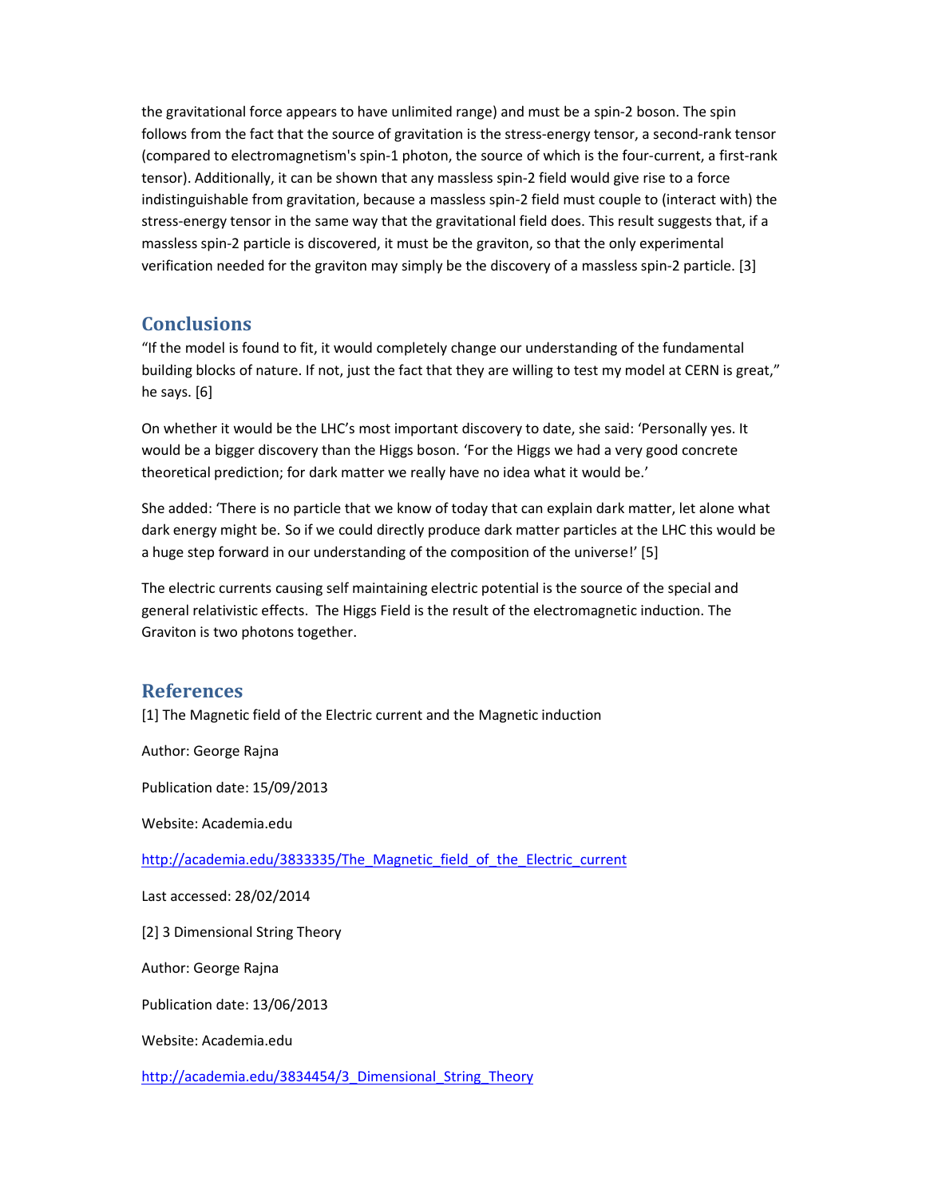the gravitational force appears to have unlimited range) and must be a spin-2 boson. The spin follows from the fact that the source of gravitation is the stress-energy tensor, a second-rank tensor (compared to electromagnetism's spin-1 photon, the source of which is the four-current, a first-rank tensor). Additionally, it can be shown that any massless spin-2 field would give rise to a force indistinguishable from gravitation, because a massless spin-2 field must couple to (interact with) the stress-energy tensor in the same way that the gravitational field does. This result suggests that, if a massless spin-2 particle is discovered, it must be the graviton, so that the only experimental verification needed for the graviton may simply be the discovery of a massless spin-2 particle. [3]

## Conclusions

"If the model is found to fit, it would completely change our understanding of the fundamental building blocks of nature. If not, just the fact that they are willing to test my model at CERN is great," he says. [6]

On whether it would be the LHC's most important discovery to date, she said: 'Personally yes. It would be a bigger discovery than the Higgs boson. 'For the Higgs we had a very good concrete theoretical prediction; for dark matter we really have no idea what it would be.'

She added: 'There is no particle that we know of today that can explain dark matter, let alone what dark energy might be. So if we could directly produce dark matter particles at the LHC this would be a huge step forward in our understanding of the composition of the universe!' [5]

The electric currents causing self maintaining electric potential is the source of the special and general relativistic effects. The Higgs Field is the result of the electromagnetic induction. The Graviton is two photons together.

## References

[1] The Magnetic field of the Electric current and the Magnetic induction

Author: George Rajna

Publication date: 15/09/2013

Website: Academia.edu

http://academia.edu/3833335/The_Magnetic_field_of_the_Electric_current

Last accessed: 28/02/2014

[2] 3 Dimensional String Theory

Author: George Rajna

Publication date: 13/06/2013

Website: Academia.edu

http://academia.edu/3834454/3_Dimensional_String_Theory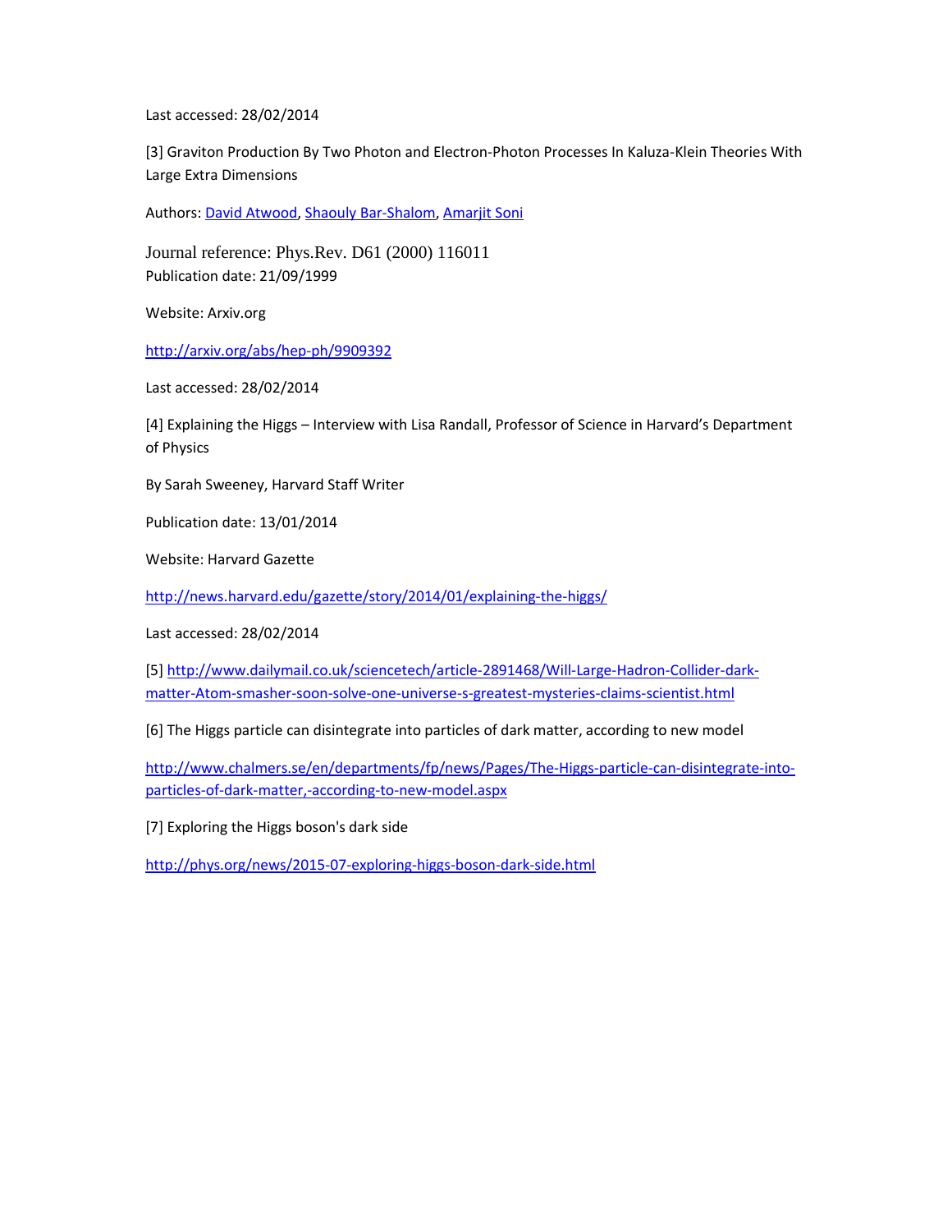Last accessed: 28/02/2014

[3] Graviton Production By Two Photon and Electron-Photon Processes In Kaluza-Klein Theories With Large Extra Dimensions

Authors: [David Atwood](#), [Shaouly Bar-Shalom](#), [Amarjit Soni](#)

Journal reference: Phys.Rev. D61 (2000) 116011
Publication date: 21/09/1999

Website: Arxiv.org

[http://arxiv.org/abs/hep-ph/9909392](http://arxiv.org/abs/hep-ph/9909392)

Last accessed: 28/02/2014

[4] Explaining the Higgs – Interview with Lisa Randall, Professor of Science in Harvard's Department of Physics

By Sarah Sweeney, Harvard Staff Writer

Publication date: 13/01/2014

Website: Harvard Gazette

[http://news.harvard.edu/gazette/story/2014/01/explaining-the-higgs/](http://news.harvard.edu/gazette/story/2014/01/explaining-the-higgs/)

Last accessed: 28/02/2014

[5] [http://www.dailymail.co.uk/sciencetech/article-2891468/Will-Large-Hadron-Collider-dark-matter-Atom-smasher-soon-solve-one-universe-s-greatest-mysteries-claims-scientist.html](http://www.dailymail.co.uk/sciencetech/article-2891468/Will-Large-Hadron-Collider-dark-matter-Atom-smasher-soon-solve-one-universe-s-greatest-mysteries-claims-scientist.html)

[6] The Higgs particle can disintegrate into particles of dark matter, according to new model

[http://www.chalmers.se/en/departments/fp/news/Pages/The-Higgs-particle-can-disintegrate-into-particles-of-dark-matter,-according-to-new-model.aspx](http://www.chalmers.se/en/departments/fp/news/Pages/The-Higgs-particle-can-disintegrate-into-particles-of-dark-matter,-according-to-new-model.aspx)

[7] Exploring the Higgs boson's dark side

[http://phys.org/news/2015-07-exploring-higgs-boson-dark-side.html](http://phys.org/news/2015-07-exploring-higgs-boson-dark-side.html)